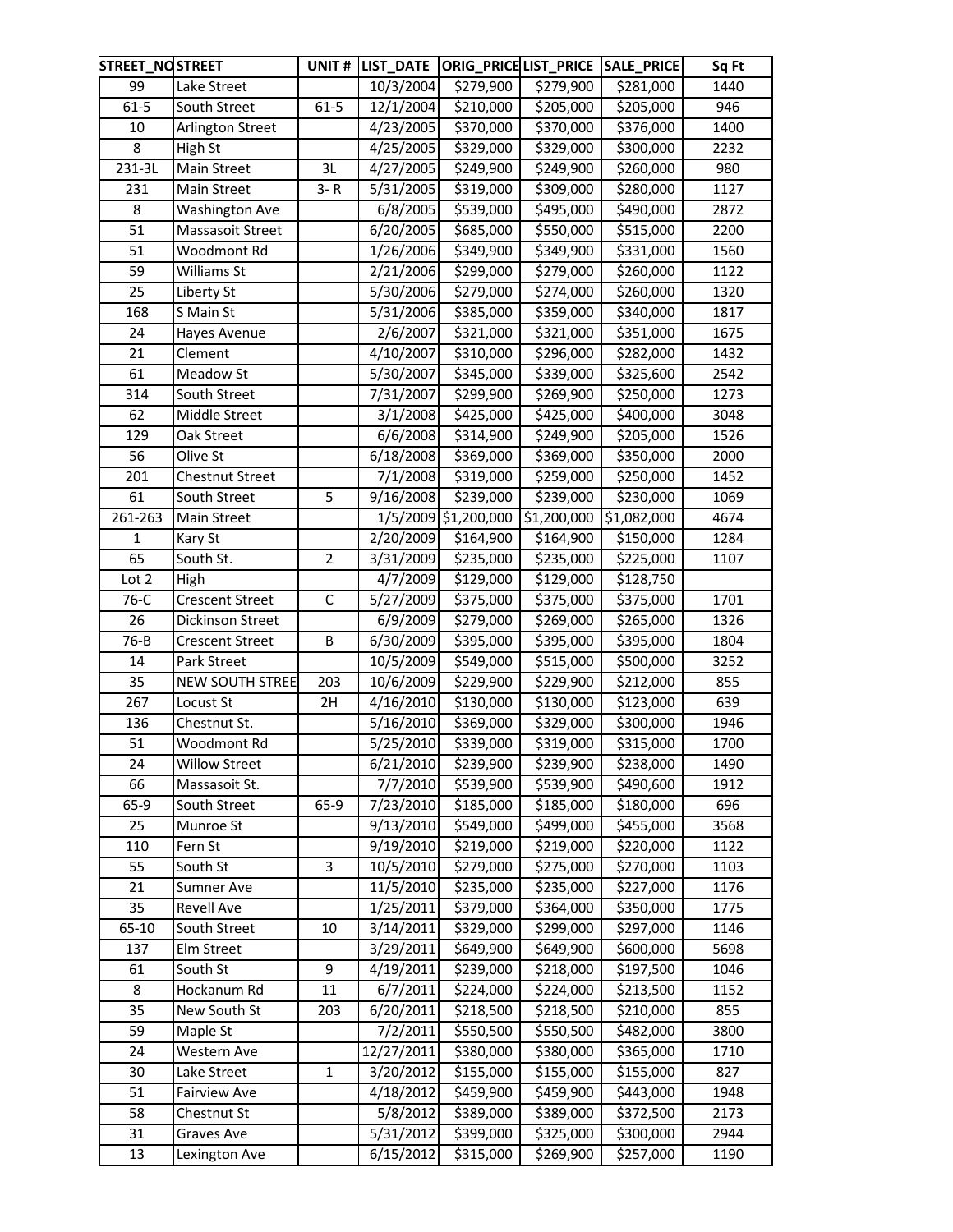| STREET_NO | STREET | UNIT # | LIST_DATE | ORIG_PRICE | LIST_PRICE | SALE_PRICE | Sq Ft |
|---|---|---|---|---|---|---|---|
| 99 | Lake Street | | 10/3/2004 | $279,900 | $279,900 | $281,000 | 1440 |
| 61-5 | South Street | 61-5 | 12/1/2004 | $210,000 | $205,000 | $205,000 | 946 |
| 10 | Arlington Street | | 4/23/2005 | $370,000 | $370,000 | $376,000 | 1400 |
| 8 | High St | | 4/25/2005 | $329,000 | $329,000 | $300,000 | 2232 |
| 231-3L | Main Street | 3L | 4/27/2005 | $249,900 | $249,900 | $260,000 | 980 |
| 231 | Main Street | 3- R | 5/31/2005 | $319,000 | $309,000 | $280,000 | 1127 |
| 8 | Washington Ave | | 6/8/2005 | $539,000 | $495,000 | $490,000 | 2872 |
| 51 | Massasoit Street | | 6/20/2005 | $685,000 | $550,000 | $515,000 | 2200 |
| 51 | Woodmont Rd | | 1/26/2006 | $349,900 | $349,900 | $331,000 | 1560 |
| 59 | Williams St | | 2/21/2006 | $299,000 | $279,000 | $260,000 | 1122 |
| 25 | Liberty St | | 5/30/2006 | $279,000 | $274,000 | $260,000 | 1320 |
| 168 | S Main St | | 5/31/2006 | $385,000 | $359,000 | $340,000 | 1817 |
| 24 | Hayes Avenue | | 2/6/2007 | $321,000 | $321,000 | $351,000 | 1675 |
| 21 | Clement | | 4/10/2007 | $310,000 | $296,000 | $282,000 | 1432 |
| 61 | Meadow St | | 5/30/2007 | $345,000 | $339,000 | $325,600 | 2542 |
| 314 | South Street | | 7/31/2007 | $299,900 | $269,900 | $250,000 | 1273 |
| 62 | Middle Street | | 3/1/2008 | $425,000 | $425,000 | $400,000 | 3048 |
| 129 | Oak Street | | 6/6/2008 | $314,900 | $249,900 | $205,000 | 1526 |
| 56 | Olive St | | 6/18/2008 | $369,000 | $369,000 | $350,000 | 2000 |
| 201 | Chestnut Street | | 7/1/2008 | $319,000 | $259,000 | $250,000 | 1452 |
| 61 | South Street | 5 | 9/16/2008 | $239,000 | $239,000 | $230,000 | 1069 |
| 261-263 | Main Street | | 1/5/2009 | $1,200,000 | $1,200,000 | $1,082,000 | 4674 |
| 1 | Kary St | | 2/20/2009 | $164,900 | $164,900 | $150,000 | 1284 |
| 65 | South St. | 2 | 3/31/2009 | $235,000 | $235,000 | $225,000 | 1107 |
| Lot 2 | High | | 4/7/2009 | $129,000 | $129,000 | $128,750 | |
| 76-C | Crescent Street | C | 5/27/2009 | $375,000 | $375,000 | $375,000 | 1701 |
| 26 | Dickinson Street | | 6/9/2009 | $279,000 | $269,000 | $265,000 | 1326 |
| 76-B | Crescent Street | B | 6/30/2009 | $395,000 | $395,000 | $395,000 | 1804 |
| 14 | Park Street | | 10/5/2009 | $549,000 | $515,000 | $500,000 | 3252 |
| 35 | NEW SOUTH STREE | 203 | 10/6/2009 | $229,900 | $229,900 | $212,000 | 855 |
| 267 | Locust St | 2H | 4/16/2010 | $130,000 | $130,000 | $123,000 | 639 |
| 136 | Chestnut St. | | 5/16/2010 | $369,000 | $329,000 | $300,000 | 1946 |
| 51 | Woodmont Rd | | 5/25/2010 | $339,000 | $319,000 | $315,000 | 1700 |
| 24 | Willow Street | | 6/21/2010 | $239,900 | $239,900 | $238,000 | 1490 |
| 66 | Massasoit St. | | 7/7/2010 | $539,900 | $539,900 | $490,600 | 1912 |
| 65-9 | South Street | 65-9 | 7/23/2010 | $185,000 | $185,000 | $180,000 | 696 |
| 25 | Munroe St | | 9/13/2010 | $549,000 | $499,000 | $455,000 | 3568 |
| 110 | Fern St | | 9/19/2010 | $219,000 | $219,000 | $220,000 | 1122 |
| 55 | South St | 3 | 10/5/2010 | $279,000 | $275,000 | $270,000 | 1103 |
| 21 | Sumner Ave | | 11/5/2010 | $235,000 | $235,000 | $227,000 | 1176 |
| 35 | Revell Ave | | 1/25/2011 | $379,000 | $364,000 | $350,000 | 1775 |
| 65-10 | South Street | 10 | 3/14/2011 | $329,000 | $299,000 | $297,000 | 1146 |
| 137 | Elm Street | | 3/29/2011 | $649,900 | $649,900 | $600,000 | 5698 |
| 61 | South St | 9 | 4/19/2011 | $239,000 | $218,000 | $197,500 | 1046 |
| 8 | Hockanum Rd | 11 | 6/7/2011 | $224,000 | $224,000 | $213,500 | 1152 |
| 35 | New South St | 203 | 6/20/2011 | $218,500 | $218,500 | $210,000 | 855 |
| 59 | Maple St | | 7/2/2011 | $550,500 | $550,500 | $482,000 | 3800 |
| 24 | Western Ave | | 12/27/2011 | $380,000 | $380,000 | $365,000 | 1710 |
| 30 | Lake Street | 1 | 3/20/2012 | $155,000 | $155,000 | $155,000 | 827 |
| 51 | Fairview Ave | | 4/18/2012 | $459,900 | $459,900 | $443,000 | 1948 |
| 58 | Chestnut St | | 5/8/2012 | $389,000 | $389,000 | $372,500 | 2173 |
| 31 | Graves Ave | | 5/31/2012 | $399,000 | $325,000 | $300,000 | 2944 |
| 13 | Lexington Ave | | 6/15/2012 | $315,000 | $269,900 | $257,000 | 1190 |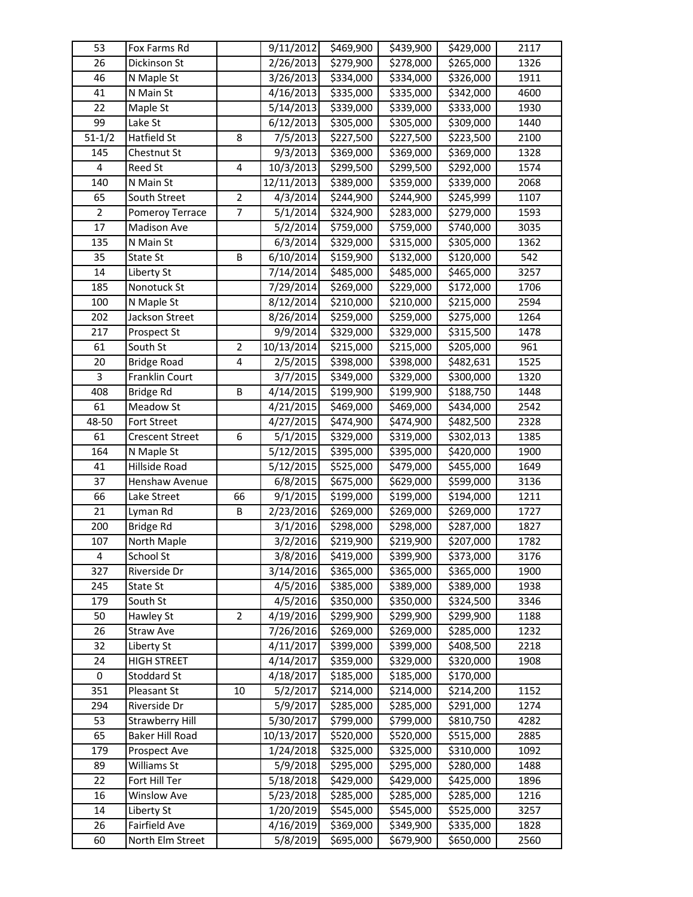| | | | | | | | |
|---|---|---|---|---|---|---|---|
| 53 | Fox Farms Rd | | 9/11/2012 | $469,900 | $439,900 | $429,000 | 2117 |
| 26 | Dickinson St | | 2/26/2013 | $279,900 | $278,000 | $265,000 | 1326 |
| 46 | N Maple St | | 3/26/2013 | $334,000 | $334,000 | $326,000 | 1911 |
| 41 | N Main St | | 4/16/2013 | $335,000 | $335,000 | $342,000 | 4600 |
| 22 | Maple St | | 5/14/2013 | $339,000 | $339,000 | $333,000 | 1930 |
| 99 | Lake St | | 6/12/2013 | $305,000 | $305,000 | $309,000 | 1440 |
| 51-1/2 | Hatfield St | 8 | 7/5/2013 | $227,500 | $227,500 | $223,500 | 2100 |
| 145 | Chestnut St | | 9/3/2013 | $369,000 | $369,000 | $369,000 | 1328 |
| 4 | Reed St | 4 | 10/3/2013 | $299,500 | $299,500 | $292,000 | 1574 |
| 140 | N Main St | | 12/11/2013 | $389,000 | $359,000 | $339,000 | 2068 |
| 65 | South Street | 2 | 4/3/2014 | $244,900 | $244,900 | $245,999 | 1107 |
| 2 | Pomeroy Terrace | 7 | 5/1/2014 | $324,900 | $283,000 | $279,000 | 1593 |
| 17 | Madison Ave | | 5/2/2014 | $759,000 | $759,000 | $740,000 | 3035 |
| 135 | N Main St | | 6/3/2014 | $329,000 | $315,000 | $305,000 | 1362 |
| 35 | State St | B | 6/10/2014 | $159,900 | $132,000 | $120,000 | 542 |
| 14 | Liberty St | | 7/14/2014 | $485,000 | $485,000 | $465,000 | 3257 |
| 185 | Nonotuck St | | 7/29/2014 | $269,000 | $229,000 | $172,000 | 1706 |
| 100 | N Maple St | | 8/12/2014 | $210,000 | $210,000 | $215,000 | 2594 |
| 202 | Jackson Street | | 8/26/2014 | $259,000 | $259,000 | $275,000 | 1264 |
| 217 | Prospect St | | 9/9/2014 | $329,000 | $329,000 | $315,500 | 1478 |
| 61 | South St | 2 | 10/13/2014 | $215,000 | $215,000 | $205,000 | 961 |
| 20 | Bridge Road | 4 | 2/5/2015 | $398,000 | $398,000 | $482,631 | 1525 |
| 3 | Franklin Court | | 3/7/2015 | $349,000 | $329,000 | $300,000 | 1320 |
| 408 | Bridge Rd | B | 4/14/2015 | $199,900 | $199,900 | $188,750 | 1448 |
| 61 | Meadow St | | 4/21/2015 | $469,000 | $469,000 | $434,000 | 2542 |
| 48-50 | Fort Street | | 4/27/2015 | $474,900 | $474,900 | $482,500 | 2328 |
| 61 | Crescent Street | 6 | 5/1/2015 | $329,000 | $319,000 | $302,013 | 1385 |
| 164 | N Maple St | | 5/12/2015 | $395,000 | $395,000 | $420,000 | 1900 |
| 41 | Hillside Road | | 5/12/2015 | $525,000 | $479,000 | $455,000 | 1649 |
| 37 | Henshaw Avenue | | 6/8/2015 | $675,000 | $629,000 | $599,000 | 3136 |
| 66 | Lake Street | 66 | 9/1/2015 | $199,000 | $199,000 | $194,000 | 1211 |
| 21 | Lyman Rd | B | 2/23/2016 | $269,000 | $269,000 | $269,000 | 1727 |
| 200 | Bridge Rd | | 3/1/2016 | $298,000 | $298,000 | $287,000 | 1827 |
| 107 | North Maple | | 3/2/2016 | $219,900 | $219,900 | $207,000 | 1782 |
| 4 | School St | | 3/8/2016 | $419,000 | $399,900 | $373,000 | 3176 |
| 327 | Riverside Dr | | 3/14/2016 | $365,000 | $365,000 | $365,000 | 1900 |
| 245 | State St | | 4/5/2016 | $385,000 | $389,000 | $389,000 | 1938 |
| 179 | South St | | 4/5/2016 | $350,000 | $350,000 | $324,500 | 3346 |
| 50 | Hawley St | 2 | 4/19/2016 | $299,900 | $299,900 | $299,900 | 1188 |
| 26 | Straw Ave | | 7/26/2016 | $269,000 | $269,000 | $285,000 | 1232 |
| 32 | Liberty St | | 4/11/2017 | $399,000 | $399,000 | $408,500 | 2218 |
| 24 | HIGH STREET | | 4/14/2017 | $359,000 | $329,000 | $320,000 | 1908 |
| 0 | Stoddard St | | 4/18/2017 | $185,000 | $185,000 | $170,000 | |
| 351 | Pleasant St | 10 | 5/2/2017 | $214,000 | $214,000 | $214,200 | 1152 |
| 294 | Riverside Dr | | 5/9/2017 | $285,000 | $285,000 | $291,000 | 1274 |
| 53 | Strawberry Hill | | 5/30/2017 | $799,000 | $799,000 | $810,750 | 4282 |
| 65 | Baker Hill Road | | 10/13/2017 | $520,000 | $520,000 | $515,000 | 2885 |
| 179 | Prospect Ave | | 1/24/2018 | $325,000 | $325,000 | $310,000 | 1092 |
| 89 | Williams St | | 5/9/2018 | $295,000 | $295,000 | $280,000 | 1488 |
| 22 | Fort Hill Ter | | 5/18/2018 | $429,000 | $429,000 | $425,000 | 1896 |
| 16 | Winslow Ave | | 5/23/2018 | $285,000 | $285,000 | $285,000 | 1216 |
| 14 | Liberty St | | 1/20/2019 | $545,000 | $545,000 | $525,000 | 3257 |
| 26 | Fairfield Ave | | 4/16/2019 | $369,000 | $349,900 | $335,000 | 1828 |
| 60 | North Elm Street | | 5/8/2019 | $695,000 | $679,900 | $650,000 | 2560 |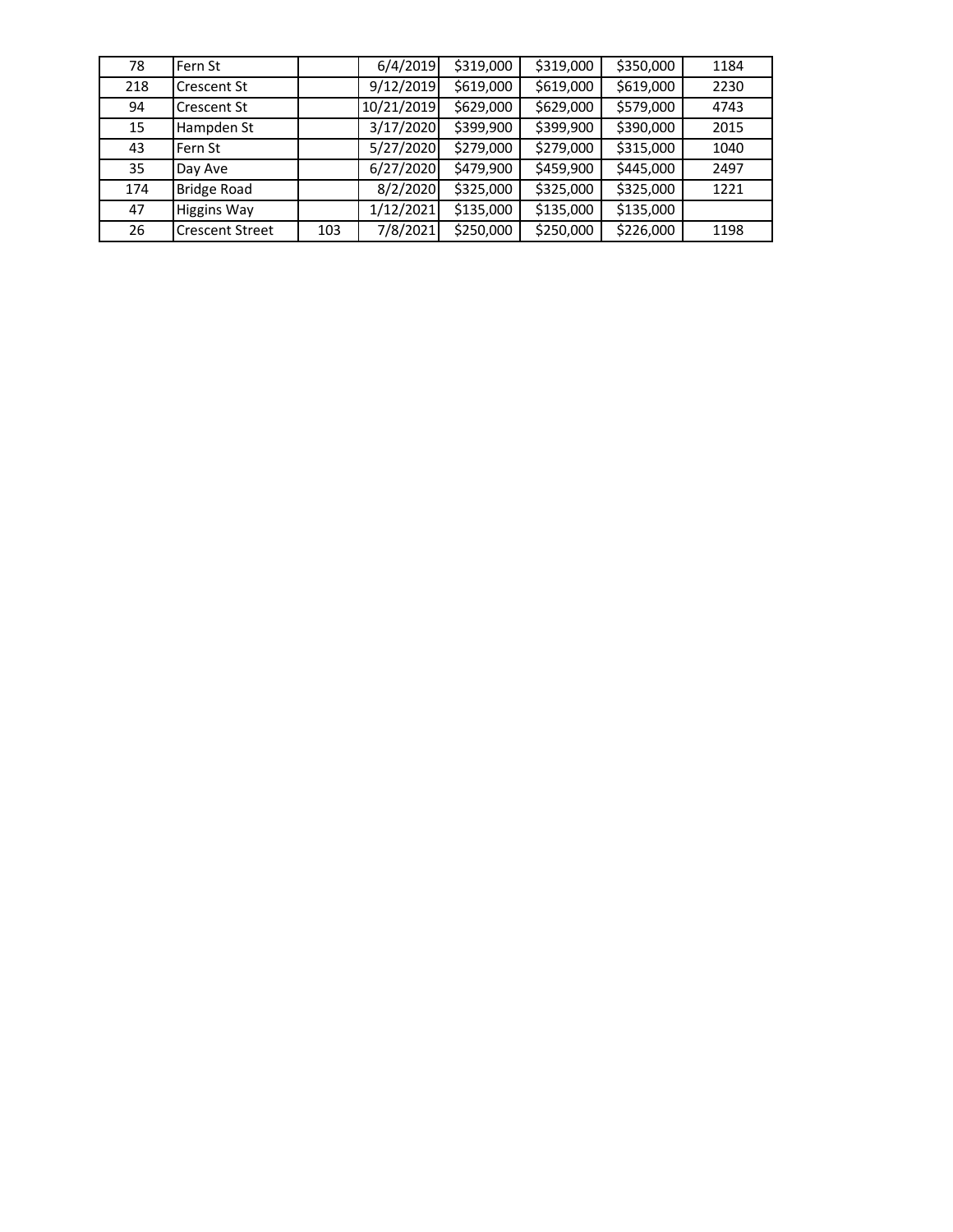| | | | | | | | |
|---|---|---|---|---|---|---|---|
| 78 | Fern St | | 6/4/2019 | $319,000 | $319,000 | $350,000 | 1184 |
| 218 | Crescent St | | 9/12/2019 | $619,000 | $619,000 | $619,000 | 2230 |
| 94 | Crescent St | | 10/21/2019 | $629,000 | $629,000 | $579,000 | 4743 |
| 15 | Hampden St | | 3/17/2020 | $399,900 | $399,900 | $390,000 | 2015 |
| 43 | Fern St | | 5/27/2020 | $279,000 | $279,000 | $315,000 | 1040 |
| 35 | Day Ave | | 6/27/2020 | $479,900 | $459,900 | $445,000 | 2497 |
| 174 | Bridge Road | | 8/2/2020 | $325,000 | $325,000 | $325,000 | 1221 |
| 47 | Higgins Way | | 1/12/2021 | $135,000 | $135,000 | $135,000 | |
| 26 | Crescent Street | 103 | 7/8/2021 | $250,000 | $250,000 | $226,000 | 1198 |